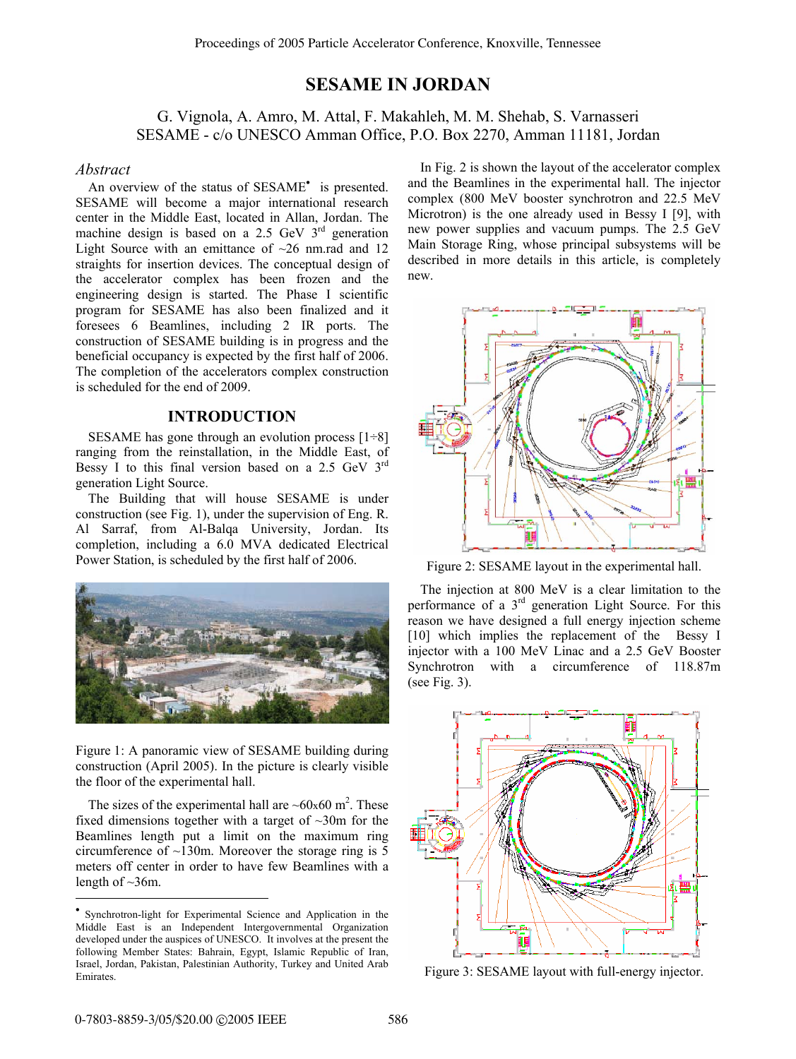# SESAME IN JORDAN

G. Vignola, A. Amro, M. Attal, F. Makahleh, M. M. Shehab, S. Varnasseri
SESAME - c/o UNESCO Amman Office, P.O. Box 2270, Amman 11181, Jordan

## *Abstract*

An overview of the status of SESAME• is presented. SESAME will become a major international research center in the Middle East, located in Allan, Jordan. The machine design is based on a 2.5 GeV 3rd generation Light Source with an emittance of ~26 nm.rad and 12 straights for insertion devices. The conceptual design of the accelerator complex has been frozen and the engineering design is started. The Phase I scientific program for SESAME has also been finalized and it foresees 6 Beamlines, including 2 IR ports. The construction of SESAME building is in progress and the beneficial occupancy is expected by the first half of 2006. The completion of the accelerators complex construction is scheduled for the end of 2009.

## INTRODUCTION

SESAME has gone through an evolution process [1÷8] ranging from the reinstallation, in the Middle East, of Bessy I to this final version based on a 2.5 GeV 3rd generation Light Source.

The Building that will house SESAME is under construction (see Fig. 1), under the supervision of Eng. R. Al Sarraf, from Al-Balqa University, Jordan. Its completion, including a 6.0 MVA dedicated Electrical Power Station, is scheduled by the first half of 2006.

Figure 1: A panoramic view of SESAME building during construction (April 2005). In the picture is clearly visible the floor of the experimental hall.

The sizes of the experimental hall are ~60x60 m$^2$. These fixed dimensions together with a target of ~30m for the Beamlines length put a limit on the maximum ring circumference of ~130m. Moreover the storage ring is 5 meters off center in order to have few Beamlines with a length of ~36m.

• Synchrotron-light for Experimental Science and Application in the Middle East is an Independent Intergovernmental Organization developed under the auspices of UNESCO. It involves at the present the following Member States: Bahrain, Egypt, Islamic Republic of Iran, Israel, Jordan, Pakistan, Palestinian Authority, Turkey and United Arab Emirates.

In Fig. 2 is shown the layout of the accelerator complex and the Beamlines in the experimental hall. The injector complex (800 MeV booster synchrotron and 22.5 MeV Microtron) is the one already used in Bessy I [9], with new power supplies and vacuum pumps. The 2.5 GeV Main Storage Ring, whose principal subsystems will be described in more details in this article, is completely new.

Figure 2: SESAME layout in the experimental hall.

The injection at 800 MeV is a clear limitation to the performance of a 3rd generation Light Source. For this reason we have designed a full energy injection scheme [10] which implies the replacement of the Bessy I injector with a 100 MeV Linac and a 2.5 GeV Booster Synchrotron with a circumference of 118.87m (see Fig. 3).

Figure 3: SESAME layout with full-energy injector.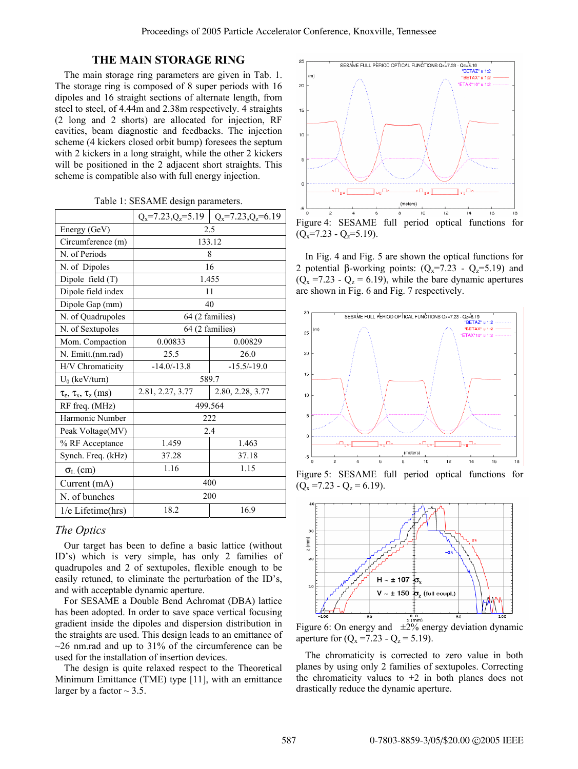## THE MAIN STORAGE RING

The main storage ring parameters are given in Tab. 1. The storage ring is composed of 8 super periods with 16 dipoles and 16 straight sections of alternate length, from steel to steel, of 4.44m and 2.38m respectively. 4 straights (2 long and 2 shorts) are allocated for injection, RF cavities, beam diagnostic and feedbacks. The injection scheme (4 kickers closed orbit bump) foresees the septum with 2 kickers in a long straight, while the other 2 kickers will be positioned in the 2 adjacent short straights. This scheme is compatible also with full energy injection.

Table 1: SESAME design parameters.

| | $Q_x$=7.23,$Q_z$=5.19 | $Q_x$=7.23,$Q_z$=6.19 |
|---|---|---|
| Energy (GeV) | 2.5 | |
| Circumference (m) | 133.12 | |
| N. of Periods | 8 | |
| N. of Dipoles | 16 | |
| Dipole field (T) | 1.455 | |
| Dipole field index | 11 | |
| Dipole Gap (mm) | 40 | |
| N. of Quadrupoles | 64 (2 families) | |
| N. of Sextupoles | 64 (2 families) | |
| Mom. Compaction | 0.00833 | 0.00829 |
| N. Emitt.(nm.rad) | 25.5 | 26.0 |
| H/V Chromaticity | -14.0/-13.8 | -15.5/-19.0 |
| $U_0$ (keV/turn) | 589.7 | |
| $\tau_\varepsilon$, $\tau_x$, $\tau_z$ (ms) | 2.81, 2.27, 3.77 | 2.80, 2.28, 3.77 |
| RF freq. (MHz) | 499.564 | |
| Harmonic Number | 222 | |
| Peak Voltage(MV) | 2.4 | |
| % RF Acceptance | 1.459 | 1.463 |
| Synch. Freq. (kHz) | 37.28 | 37.18 |
| $\sigma_L$ (cm) | 1.16 | 1.15 |
| Current (mA) | 400 | |
| N. of bunches | 200 | |
| 1/e Lifetime(hrs) | 18.2 | 16.9 |

### *The Optics*

Our target has been to define a basic lattice (without ID's) which is very simple, has only 2 families of quadrupoles and 2 of sextupoles, flexible enough to be easily retuned, to eliminate the perturbation of the ID's, and with acceptable dynamic aperture.

For SESAME a Double Bend Achromat (DBA) lattice has been adopted. In order to save space vertical focusing gradient inside the dipoles and dispersion distribution in the straights are used. This design leads to an emittance of ~26 nm.rad and up to 31% of the circumference can be used for the installation of insertion devices.

The design is quite relaxed respect to the Theoretical Minimum Emittance (TME) type [11], with an emittance larger by a factor ~ 3.5.

SESAME FULL PERIOD OPTICAL FUNCTIONS Qx=7.23 - Qz=5.19

"BETAZ" u 1:2
"BETAX" u 1:2
"ETAX*10" u 1:2

(m)

(meters)

Figure 4: SESAME full period optical functions for ($Q_x$=7.23 - $Q_z$=5.19).

In Fig. 4 and Fig. 5 are shown the optical functions for 2 potential β-working points: ($Q_x$=7.23 - $Q_z$=5.19) and ($Q_x$ =7.23 - $Q_z$ = 6.19), while the bare dynamic apertures are shown in Fig. 6 and Fig. 7 respectively.

SESAME FULL PERIOD OPTICAL FUNCTIONS Qx=7.23 - Qz=6.19

"BETAZ" u 1:2
"BETAX" u 1:2
"ETAX*10" u 1:2

(m)

(meters)

Figure 5: SESAME full period optical functions for ($Q_x$ =7.23 - $Q_z$ = 6.19).

z (mm)

x (mm)

2%

−2%

H ~ ± 107 σx

V ~ ± 150 σz (full coupl.)

Figure 6: On energy and ±2% energy deviation dynamic aperture for ($Q_x$ =7.23 - $Q_z$ = 5.19).

The chromaticity is corrected to zero value in both planes by using only 2 families of sextupoles. Correcting the chromaticity values to +2 in both planes does not drastically reduce the dynamic aperture.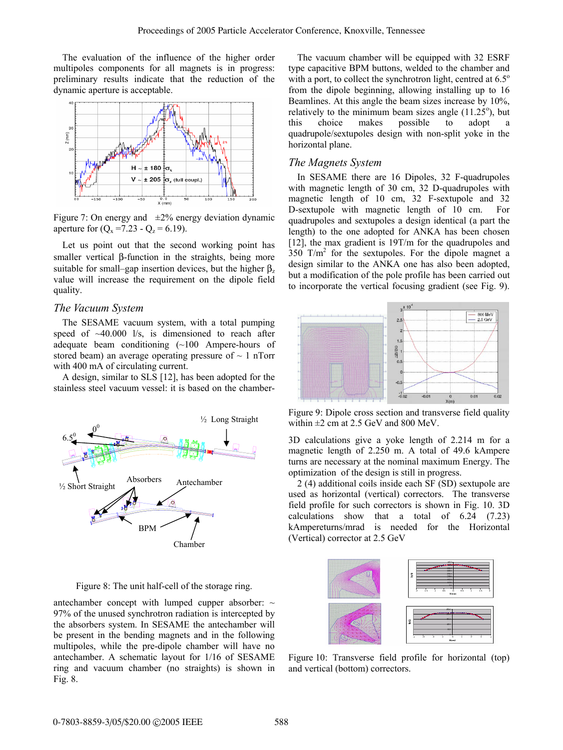The evaluation of the influence of the higher order multipoles components for all magnets is in progress: preliminary results indicate that the reduction of the dynamic aperture is acceptable.

Figure 7: On energy and ±2% energy deviation dynamic aperture for ($Q_x$ =7.23 - $Q_z$ = 6.19).

Let us point out that the second working point has smaller vertical β-function in the straights, being more suitable for small–gap insertion devices, but the higher $\beta_z$ value will increase the requirement on the dipole field quality.

### *The Vacuum System*

The SESAME vacuum system, with a total pumping speed of ~40.000 l/s, is dimensioned to reach after adequate beam conditioning (~100 Ampere-hours of stored beam) an average operating pressure of ~ 1 nTorr with 400 mA of circulating current.

A design, similar to SLS [12], has been adopted for the stainless steel vacuum vessel: it is based on the chamber-antechamber concept with lumped cupper absorber: ~ 97% of the unused synchrotron radiation is intercepted by the absorbers system. In SESAME the antechamber will be present in the bending magnets and in the following multipoles, while the pre-dipole chamber will have no antechamber. A schematic layout for 1/16 of SESAME ring and vacuum chamber (no straights) is shown in Fig. 8.

Figure 8: The unit half-cell of the storage ring.

The vacuum chamber will be equipped with 32 ESRF type capacitive BPM buttons, welded to the chamber and with a port, to collect the synchrotron light, centred at 6.5° from the dipole beginning, allowing installing up to 16 Beamlines. At this angle the beam sizes increase by 10%, relatively to the minimum beam sizes angle (11.25°), but this choice makes possible to adopt a quadrupole/sextupoles design with non-split yoke in the horizontal plane.

### *The Magnets System*

In SESAME there are 16 Dipoles, 32 F-quadrupoles with magnetic length of 30 cm, 32 D-quadrupoles with magnetic length of 10 cm, 32 F-sextupole and 32 D-sextupole with magnetic length of 10 cm. For quadrupoles and sextupoles a design identical (a part the length) to the one adopted for ANKA has been chosen [12], the max gradient is 19T/m for the quadrupoles and 350 T/m$^2$ for the sextupoles. For the dipole magnet a design similar to the ANKA one has also been adopted, but a modification of the pole profile has been carried out to incorporate the vertical focusing gradient (see Fig. 9).

Figure 9: Dipole cross section and transverse field quality within ±2 cm at 2.5 GeV and 800 MeV.

3D calculations give a yoke length of 2.214 m for a magnetic length of 2.250 m. A total of 49.6 kAmpere turns are necessary at the nominal maximum Energy. The optimization of the design is still in progress.

2 (4) additional coils inside each SF (SD) sextupole are used as horizontal (vertical) correctors. The transverse field profile for such correctors is shown in Fig. 10. 3D calculations show that a total of 6.24 (7.23) kAmpereturns/mrad is needed for the Horizontal (Vertical) corrector at 2.5 GeV

Figure 10: Transverse field profile for horizontal (top) and vertical (bottom) correctors.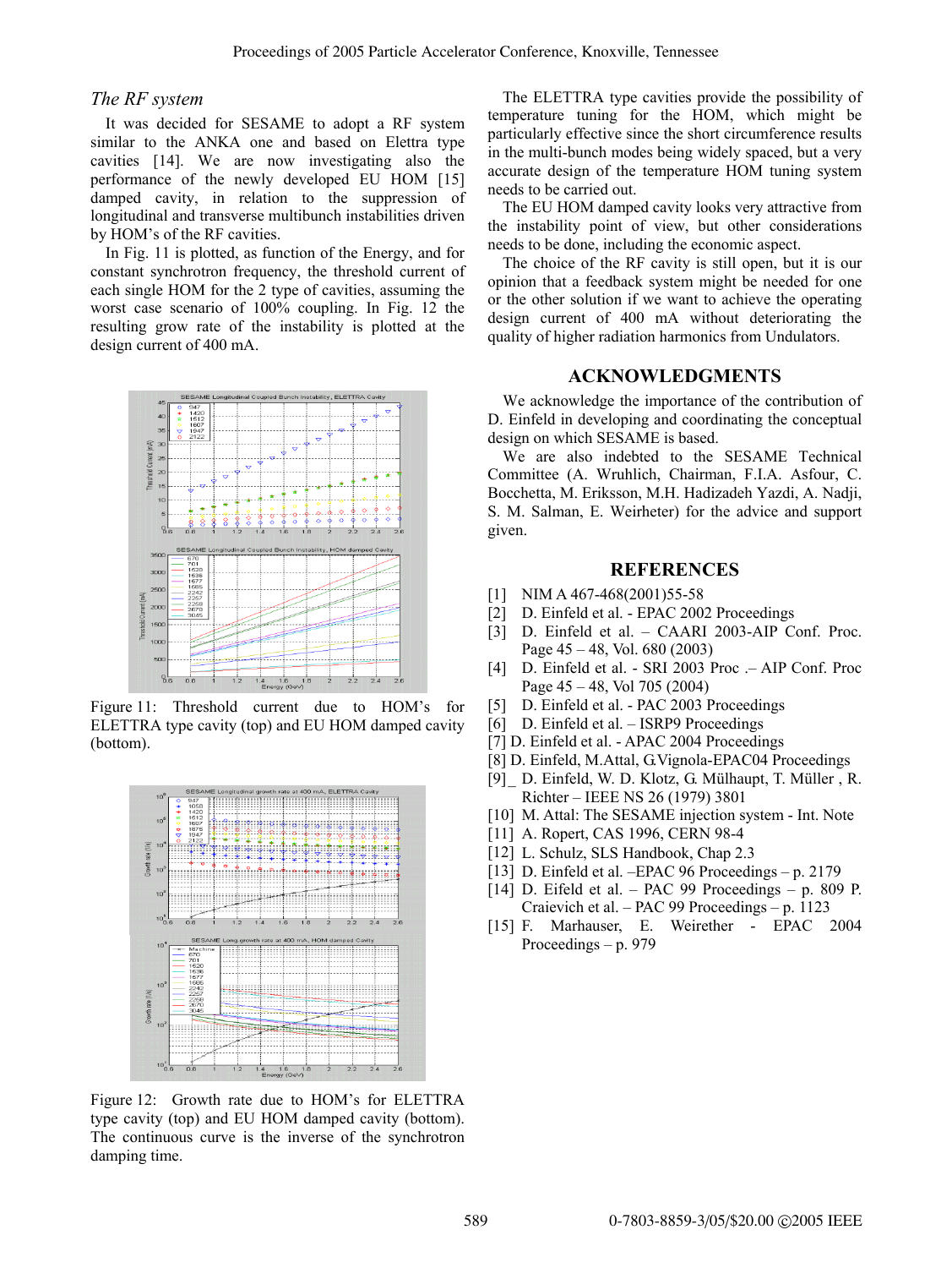### *The RF system*

It was decided for SESAME to adopt a RF system similar to the ANKA one and based on Elettra type cavities [14]. We are now investigating also the performance of the newly developed EU HOM [15] damped cavity, in relation to the suppression of longitudinal and transverse multibunch instabilities driven by HOM's of the RF cavities.

In Fig. 11 is plotted, as function of the Energy, and for constant synchrotron frequency, the threshold current of each single HOM for the 2 type of cavities, assuming the worst case scenario of 100% coupling. In Fig. 12 the resulting grow rate of the instability is plotted at the design current of 400 mA.

SESAME Longitudinal Coupled Bunch Instability, ELETTRA Cavity

947
1420
1512
1607
1947
2122

Threshold Current (mA)

SESAME Longitudinal Coupled Bunch Instability, HOM damped Cavity

670
701
1520
1536
1677
1685
2242
2257
2358
2670
3045

Threshold Current (mA)

Energy (GeV)

Figure 11: Threshold current due to HOM's for ELETTRA type cavity (top) and EU HOM damped cavity (bottom).

SESAME Longitudinal growth rate at 400 mA, ELETTRA Cavity

947
1058
1420
1512
1607
1875
1947
2122

Growth rate (1/s)

SESAME Long growth rate at 400 mA, HOM damped Cavity

Machine
670
701
1520
1536
1677
1685
2242
2257
2258
2670
3045

Growth rate (1/s)

Energy (GeV)

Figure 12: Growth rate due to HOM's for ELETTRA type cavity (top) and EU HOM damped cavity (bottom). The continuous curve is the inverse of the synchrotron damping time.

The ELETTRA type cavities provide the possibility of temperature tuning for the HOM, which might be particularly effective since the short circumference results in the multi-bunch modes being widely spaced, but a very accurate design of the temperature HOM tuning system needs to be carried out.

The EU HOM damped cavity looks very attractive from the instability point of view, but other considerations needs to be done, including the economic aspect.

The choice of the RF cavity is still open, but it is our opinion that a feedback system might be needed for one or the other solution if we want to achieve the operating design current of 400 mA without deteriorating the quality of higher radiation harmonics from Undulators.

## ACKNOWLEDGMENTS

We acknowledge the importance of the contribution of D. Einfeld in developing and coordinating the conceptual design on which SESAME is based.

We are also indebted to the SESAME Technical Committee (A. Wruhlich, Chairman, F.I.A. Asfour, C. Bocchetta, M. Eriksson, M.H. Hadizadeh Yazdi, A. Nadji, S. M. Salman, E. Weirheter) for the advice and support given.

## REFERENCES

[1] NIM A 467-468(2001)55-58
[2] D. Einfeld et al. - EPAC 2002 Proceedings
[3] D. Einfeld et al. – CAARI 2003-AIP Conf. Proc. Page 45 – 48, Vol. 680 (2003)
[4] D. Einfeld et al. - SRI 2003 Proc .– AIP Conf. Proc Page 45 – 48, Vol 705 (2004)
[5] D. Einfeld et al. - PAC 2003 Proceedings
[6] D. Einfeld et al. – ISRP9 Proceedings
[7] D. Einfeld et al. - APAC 2004 Proceedings
[8] D. Einfeld, M.Attal, G.Vignola-EPAC04 Proceedings
[9] D. Einfeld, W. D. Klotz, G. Mülhaupt, T. Müller , R. Richter – IEEE NS 26 (1979) 3801
[10] M. Attal: The SESAME injection system - Int. Note
[11] A. Ropert, CAS 1996, CERN 98-4
[12] L. Schulz, SLS Handbook, Chap 2.3
[13] D. Einfeld et al. –EPAC 96 Proceedings – p. 2179
[14] D. Eifeld et al. – PAC 99 Proceedings – p. 809 P. Craievich et al. – PAC 99 Proceedings – p. 1123
[15] F. Marhauser, E. Weirether - EPAC 2004 Proceedings – p. 979